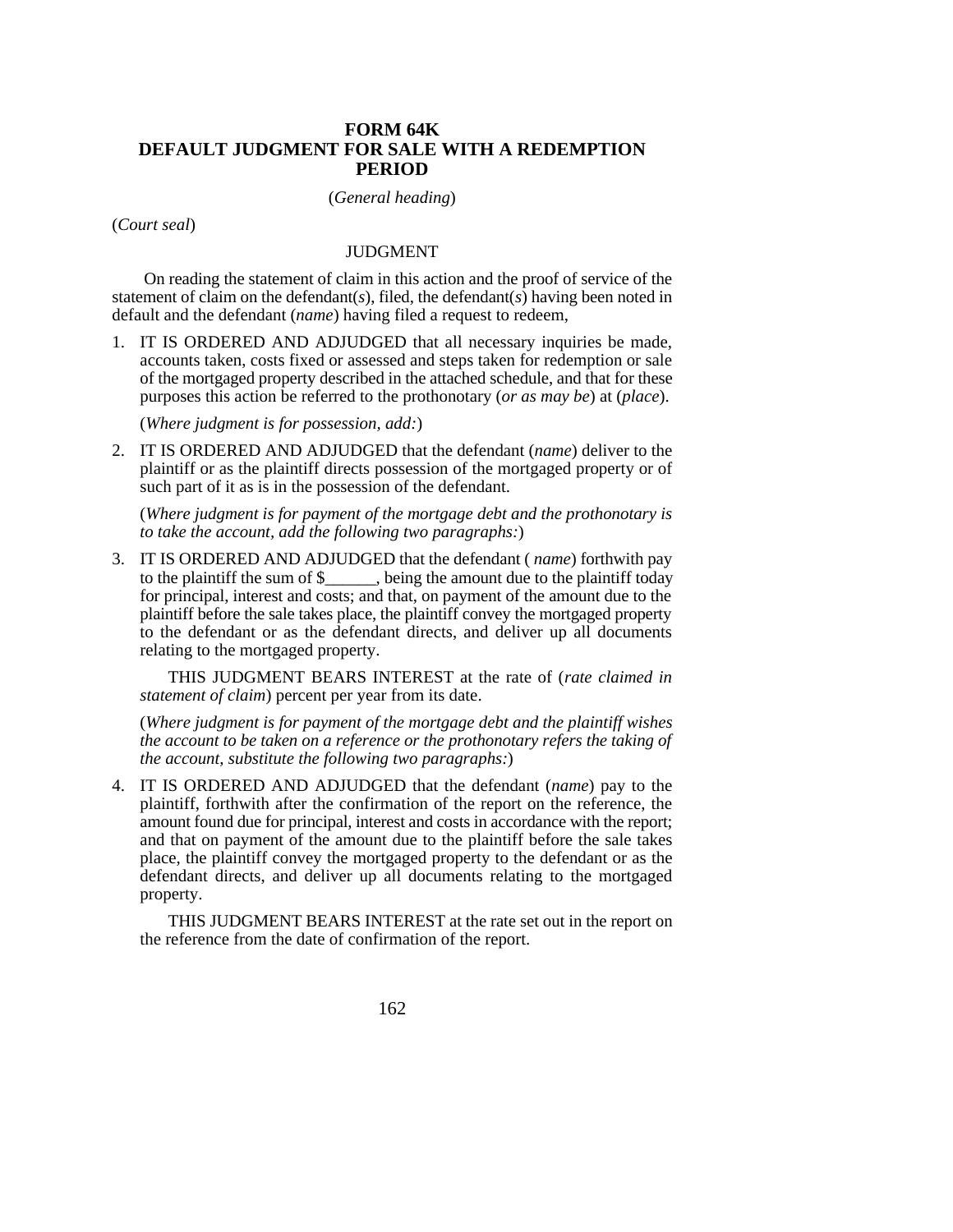# FORM 64K
# DEFAULT JUDGMENT FOR SALE WITH A REDEMPTION PERIOD

(*General heading*)

(*Court seal*)

JUDGMENT

On reading the statement of claim in this action and the proof of service of the statement of claim on the defendant(*s*), filed, the defendant(*s*) having been noted in default and the defendant (*name*) having filed a request to redeem,

1. IT IS ORDERED AND ADJUDGED that all necessary inquiries be made, accounts taken, costs fixed or assessed and steps taken for redemption or sale of the mortgaged property described in the attached schedule, and that for these purposes this action be referred to the prothonotary (*or as may be*) at (*place*).

   (*Where judgment is for possession, add:*)

2. IT IS ORDERED AND ADJUDGED that the defendant (*name*) deliver to the plaintiff or as the plaintiff directs possession of the mortgaged property or of such part of it as is in the possession of the defendant.

   (*Where judgment is for payment of the mortgage debt and the prothonotary is to take the account, add the following two paragraphs:*)

3. IT IS ORDERED AND ADJUDGED that the defendant ( *name*) forthwith pay to the plaintiff the sum of $______, being the amount due to the plaintiff today for principal, interest and costs; and that, on payment of the amount due to the plaintiff before the sale takes place, the plaintiff convey the mortgaged property to the defendant or as the defendant directs, and deliver up all documents relating to the mortgaged property.

   THIS JUDGMENT BEARS INTEREST at the rate of (*rate claimed in statement of claim*) percent per year from its date.

   (*Where judgment is for payment of the mortgage debt and the plaintiff wishes the account to be taken on a reference or the prothonotary refers the taking of the account, substitute the following two paragraphs:*)

4. IT IS ORDERED AND ADJUDGED that the defendant (*name*) pay to the plaintiff, forthwith after the confirmation of the report on the reference, the amount found due for principal, interest and costs in accordance with the report; and that on payment of the amount due to the plaintiff before the sale takes place, the plaintiff convey the mortgaged property to the defendant or as the defendant directs, and deliver up all documents relating to the mortgaged property.

   THIS JUDGMENT BEARS INTEREST at the rate set out in the report on the reference from the date of confirmation of the report.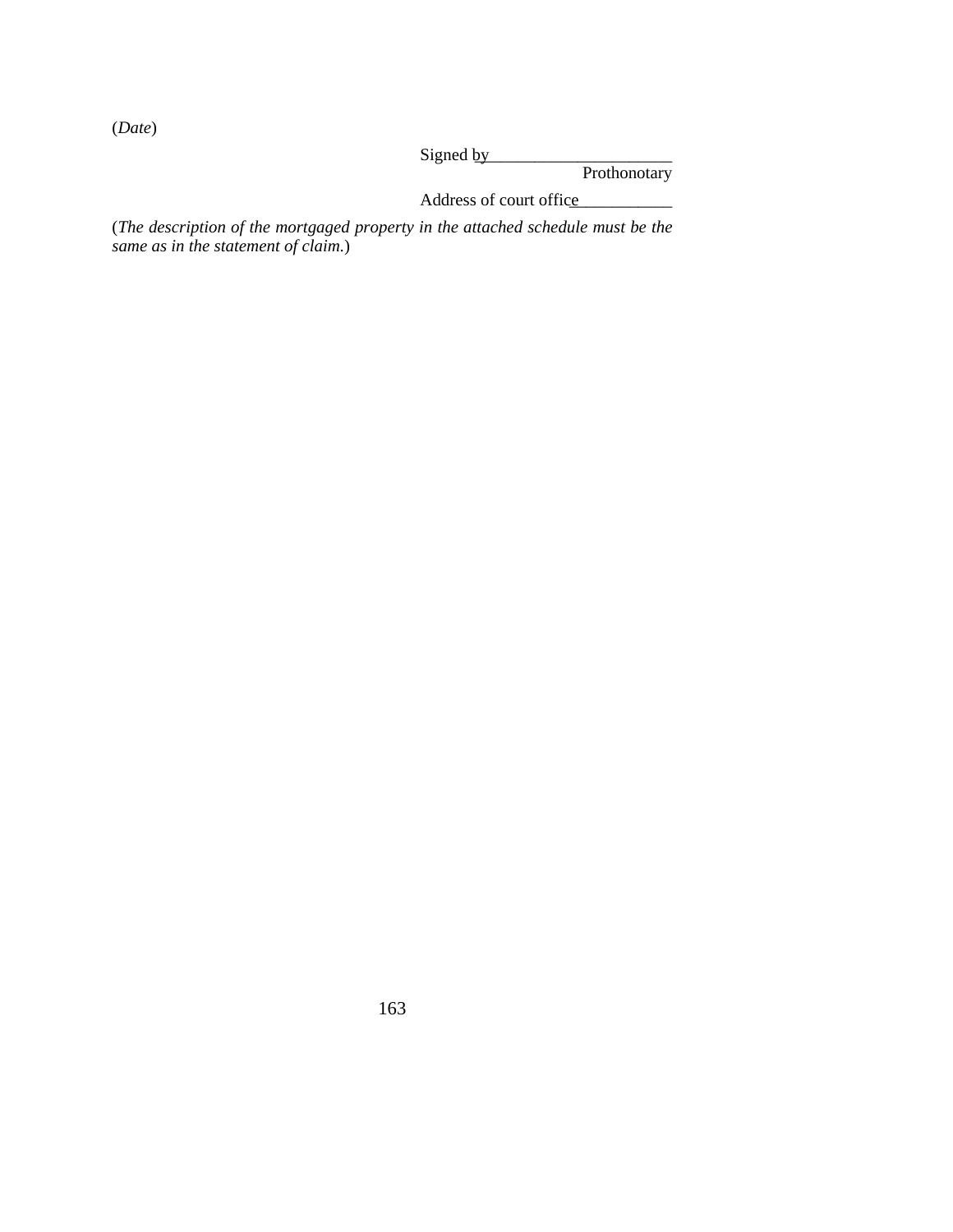(*Date*)

Signed by______________________
Prothonotary

Address of court office___________

(*The description of the mortgaged property in the attached schedule must be the same as in the statement of claim.*)